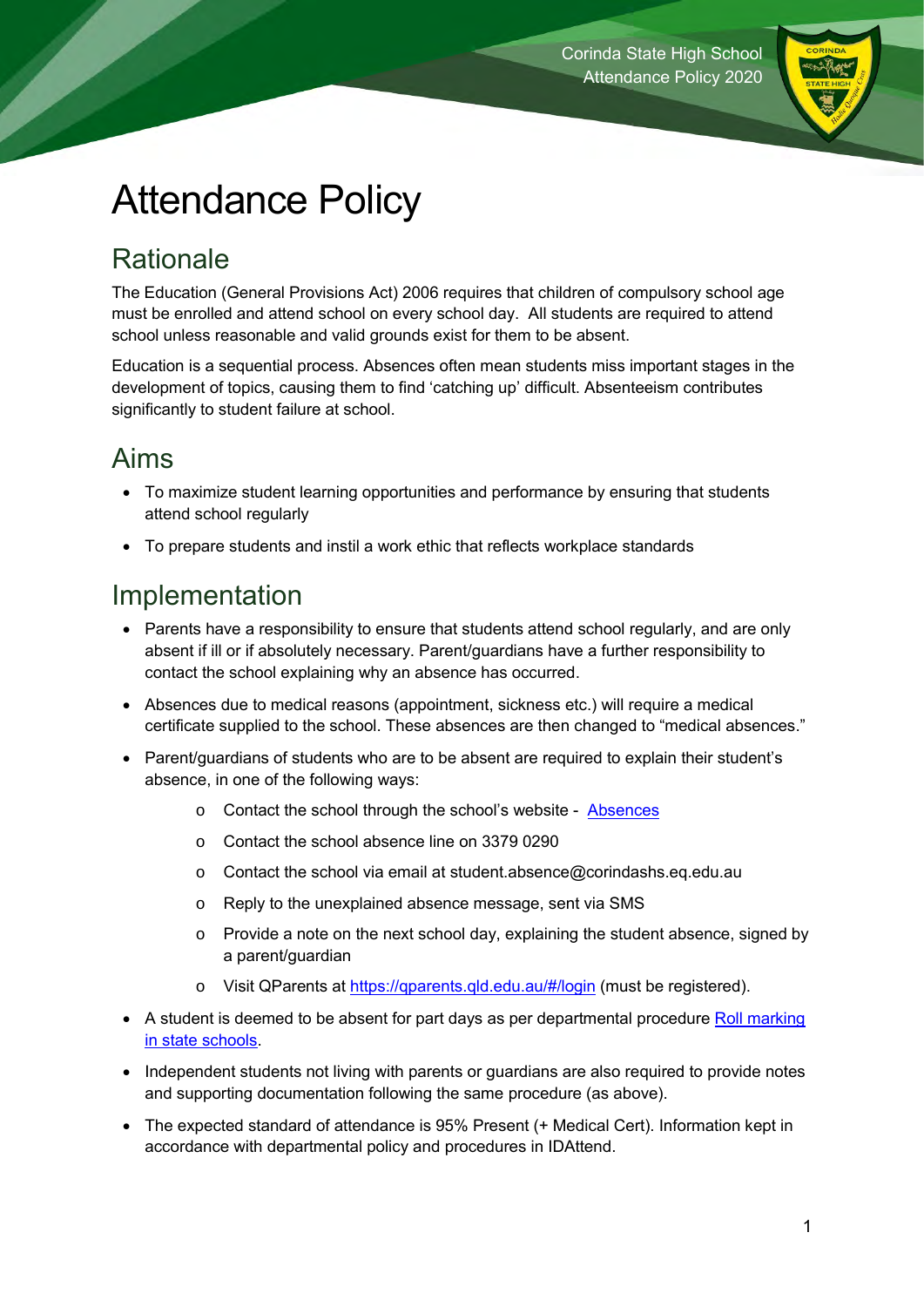# Attendance Policy

## Rationale

The Education (General Provisions Act) 2006 requires that children of compulsory school age must be enrolled and attend school on every school day. All students are required to attend school unless reasonable and valid grounds exist for them to be absent.

Education is a sequential process. Absences often mean students miss important stages in the development of topics, causing them to find 'catching up' difficult. Absenteeism contributes significantly to student failure at school.

## Aims

- To maximize student learning opportunities and performance by ensuring that students attend school regularly
- To prepare students and instil a work ethic that reflects workplace standards

## Implementation

- Parents have a responsibility to ensure that students attend school regularly, and are only absent if ill or if absolutely necessary. Parent/guardians have a further responsibility to contact the school explaining why an absence has occurred.
- Absences due to medical reasons (appointment, sickness etc.) will require a medical certificate supplied to the school. These absences are then changed to "medical absences."
- Parent/guardians of students who are to be absent are required to explain their student's absence, in one of the following ways:
  - Contact the school through the school's website - Absences
  - Contact the school absence line on 3379 0290
  - Contact the school via email at student.absence@corindashs.eq.edu.au
  - Reply to the unexplained absence message, sent via SMS
  - Provide a note on the next school day, explaining the student absence, signed by a parent/guardian
  - Visit QParents at https://qparents.qld.edu.au/#/login (must be registered).
- A student is deemed to be absent for part days as per departmental procedure Roll marking in state schools.
- Independent students not living with parents or guardians are also required to provide notes and supporting documentation following the same procedure (as above).
- The expected standard of attendance is 95% Present (+ Medical Cert). Information kept in accordance with departmental policy and procedures in IDAttend.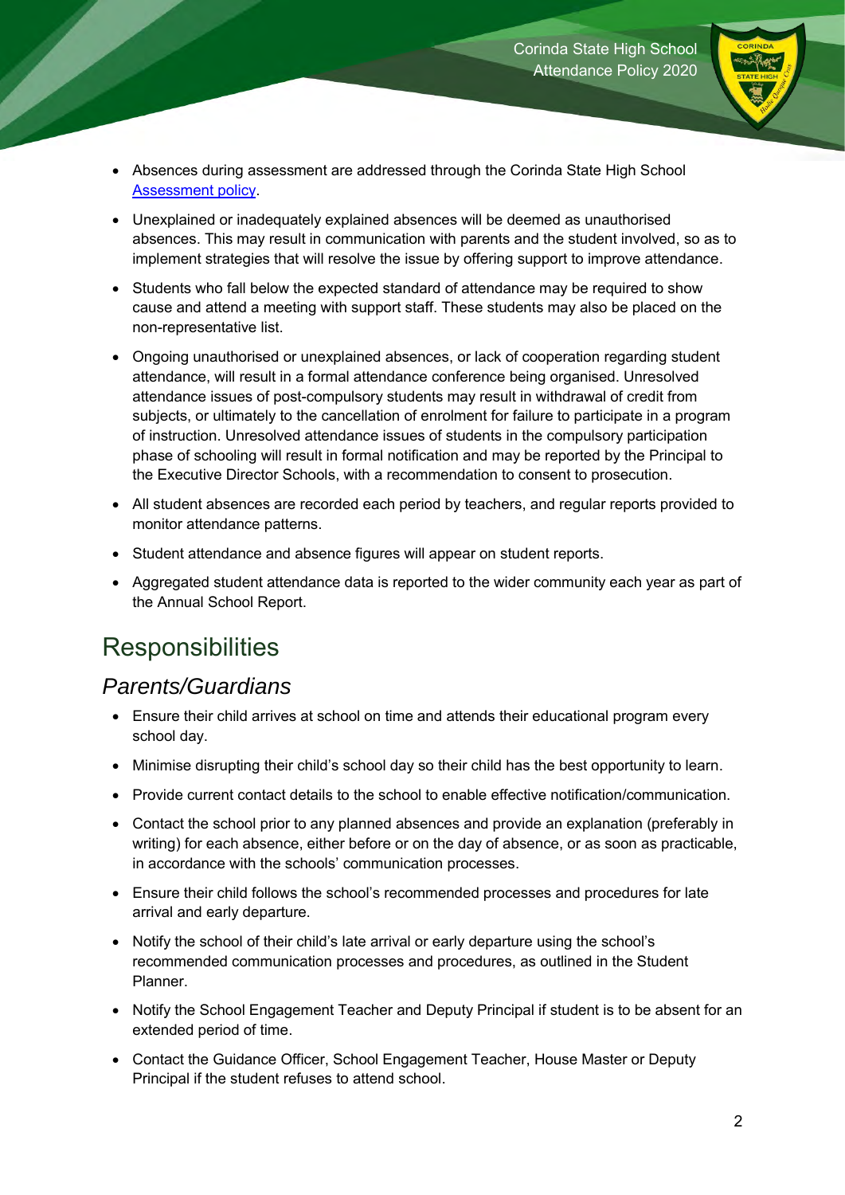- Absences during assessment are addressed through the Corinda State High School Assessment policy.
- Unexplained or inadequately explained absences will be deemed as unauthorised absences. This may result in communication with parents and the student involved, so as to implement strategies that will resolve the issue by offering support to improve attendance.
- Students who fall below the expected standard of attendance may be required to show cause and attend a meeting with support staff. These students may also be placed on the non-representative list.
- Ongoing unauthorised or unexplained absences, or lack of cooperation regarding student attendance, will result in a formal attendance conference being organised. Unresolved attendance issues of post-compulsory students may result in withdrawal of credit from subjects, or ultimately to the cancellation of enrolment for failure to participate in a program of instruction. Unresolved attendance issues of students in the compulsory participation phase of schooling will result in formal notification and may be reported by the Principal to the Executive Director Schools, with a recommendation to consent to prosecution.
- All student absences are recorded each period by teachers, and regular reports provided to monitor attendance patterns.
- Student attendance and absence figures will appear on student reports.
- Aggregated student attendance data is reported to the wider community each year as part of the Annual School Report.

# Responsibilities

## *Parents/Guardians*

- Ensure their child arrives at school on time and attends their educational program every school day.
- Minimise disrupting their child's school day so their child has the best opportunity to learn.
- Provide current contact details to the school to enable effective notification/communication.
- Contact the school prior to any planned absences and provide an explanation (preferably in writing) for each absence, either before or on the day of absence, or as soon as practicable, in accordance with the schools' communication processes.
- Ensure their child follows the school's recommended processes and procedures for late arrival and early departure.
- Notify the school of their child's late arrival or early departure using the school's recommended communication processes and procedures, as outlined in the Student Planner.
- Notify the School Engagement Teacher and Deputy Principal if student is to be absent for an extended period of time.
- Contact the Guidance Officer, School Engagement Teacher, House Master or Deputy Principal if the student refuses to attend school.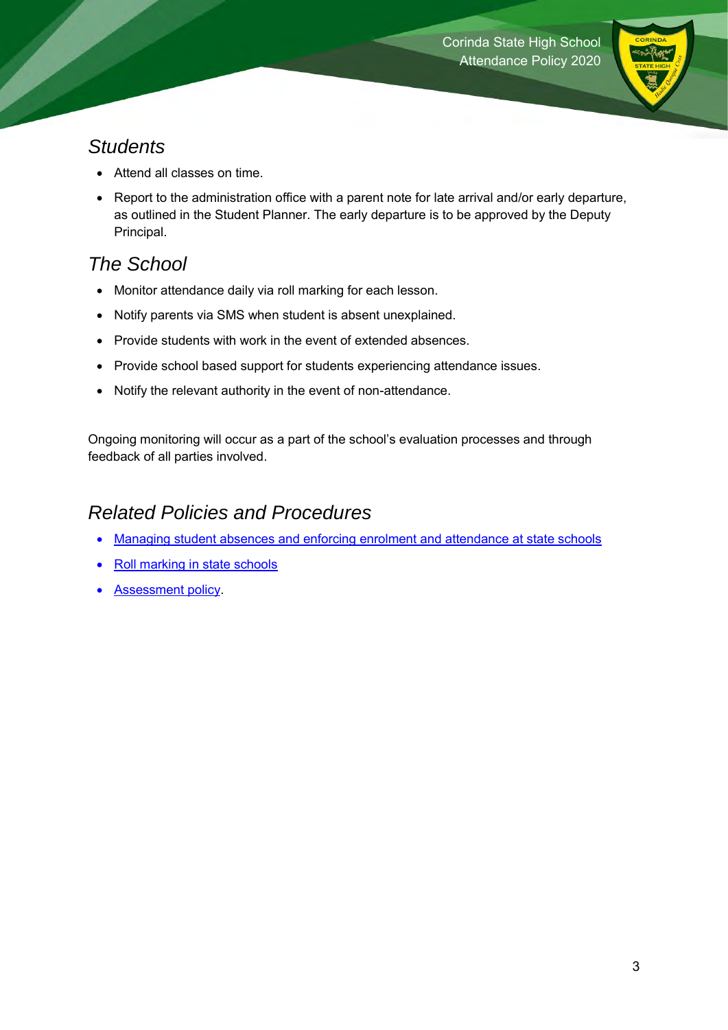## *Students*

- Attend all classes on time.
- Report to the administration office with a parent note for late arrival and/or early departure, as outlined in the Student Planner. The early departure is to be approved by the Deputy Principal.

## *The School*

- Monitor attendance daily via roll marking for each lesson.
- Notify parents via SMS when student is absent unexplained.
- Provide students with work in the event of extended absences.
- Provide school based support for students experiencing attendance issues.
- Notify the relevant authority in the event of non-attendance.

Ongoing monitoring will occur as a part of the school's evaluation processes and through feedback of all parties involved.

## *Related Policies and Procedures*

- Managing student absences and enforcing enrolment and attendance at state schools
- Roll marking in state schools
- Assessment policy.